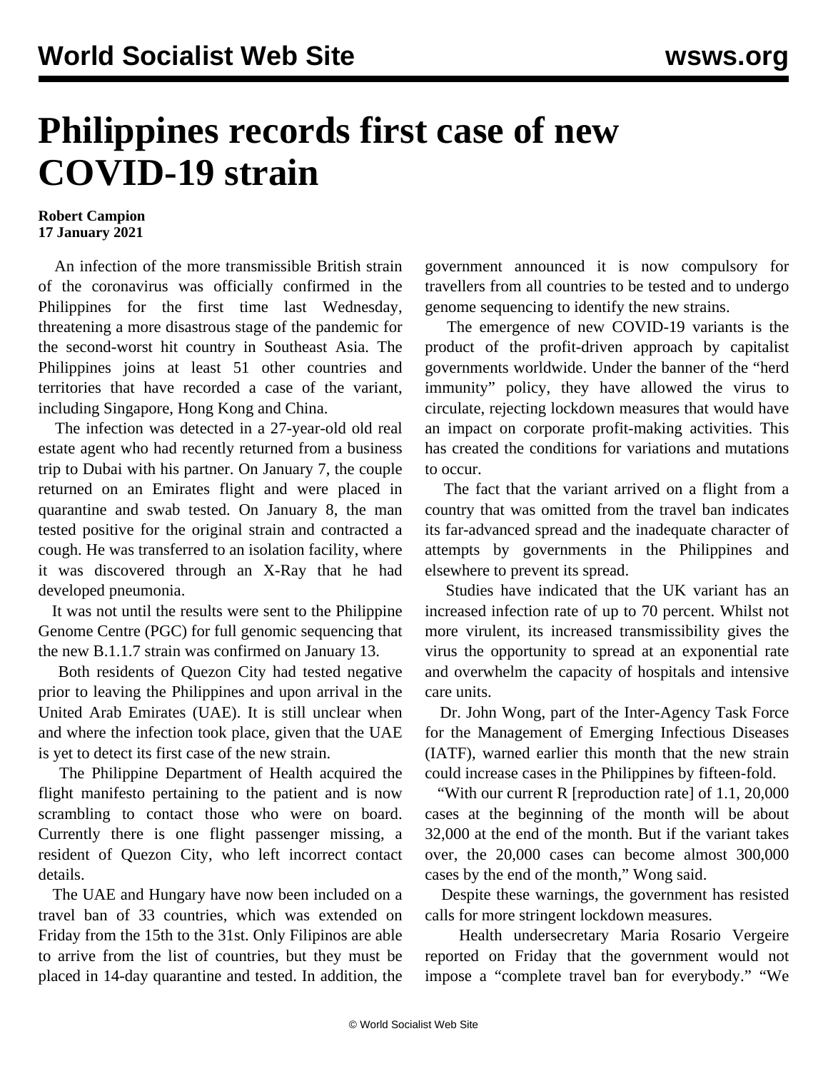# Philippines records first case of new COVID-19 strain

**Robert Campion**
**17 January 2021**

An infection of the more transmissible British strain of the coronavirus was officially confirmed in the Philippines for the first time last Wednesday, threatening a more disastrous stage of the pandemic for the second-worst hit country in Southeast Asia. The Philippines joins at least 51 other countries and territories that have recorded a case of the variant, including Singapore, Hong Kong and China.

The infection was detected in a 27-year-old old real estate agent who had recently returned from a business trip to Dubai with his partner. On January 7, the couple returned on an Emirates flight and were placed in quarantine and swab tested. On January 8, the man tested positive for the original strain and contracted a cough. He was transferred to an isolation facility, where it was discovered through an X-Ray that he had developed pneumonia.

It was not until the results were sent to the Philippine Genome Centre (PGC) for full genomic sequencing that the new B.1.1.7 strain was confirmed on January 13.

Both residents of Quezon City had tested negative prior to leaving the Philippines and upon arrival in the United Arab Emirates (UAE). It is still unclear when and where the infection took place, given that the UAE is yet to detect its first case of the new strain.

The Philippine Department of Health acquired the flight manifesto pertaining to the patient and is now scrambling to contact those who were on board. Currently there is one flight passenger missing, a resident of Quezon City, who left incorrect contact details.

The UAE and Hungary have now been included on a travel ban of 33 countries, which was extended on Friday from the 15th to the 31st. Only Filipinos are able to arrive from the list of countries, but they must be placed in 14-day quarantine and tested. In addition, the government announced it is now compulsory for travellers from all countries to be tested and to undergo genome sequencing to identify the new strains.

The emergence of new COVID-19 variants is the product of the profit-driven approach by capitalist governments worldwide. Under the banner of the "herd immunity" policy, they have allowed the virus to circulate, rejecting lockdown measures that would have an impact on corporate profit-making activities. This has created the conditions for variations and mutations to occur.

The fact that the variant arrived on a flight from a country that was omitted from the travel ban indicates its far-advanced spread and the inadequate character of attempts by governments in the Philippines and elsewhere to prevent its spread.

Studies have indicated that the UK variant has an increased infection rate of up to 70 percent. Whilst not more virulent, its increased transmissibility gives the virus the opportunity to spread at an exponential rate and overwhelm the capacity of hospitals and intensive care units.

Dr. John Wong, part of the Inter-Agency Task Force for the Management of Emerging Infectious Diseases (IATF), warned earlier this month that the new strain could increase cases in the Philippines by fifteen-fold.

"With our current R [reproduction rate] of 1.1, 20,000 cases at the beginning of the month will be about 32,000 at the end of the month. But if the variant takes over, the 20,000 cases can become almost 300,000 cases by the end of the month," Wong said.

Despite these warnings, the government has resisted calls for more stringent lockdown measures.

Health undersecretary Maria Rosario Vergeire reported on Friday that the government would not impose a "complete travel ban for everybody." "We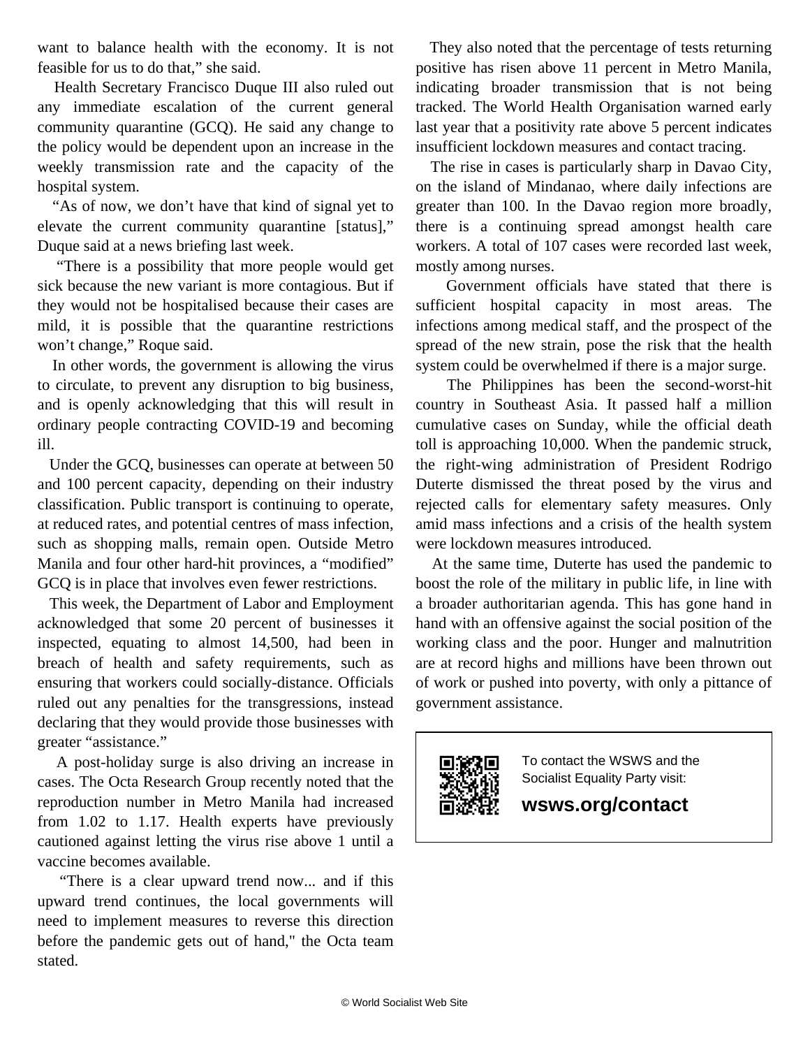want to balance health with the economy. It is not feasible for us to do that," she said.

Health Secretary Francisco Duque III also ruled out any immediate escalation of the current general community quarantine (GCQ). He said any change to the policy would be dependent upon an increase in the weekly transmission rate and the capacity of the hospital system.

"As of now, we don't have that kind of signal yet to elevate the current community quarantine [status]," Duque said at a news briefing last week.

"There is a possibility that more people would get sick because the new variant is more contagious. But if they would not be hospitalised because their cases are mild, it is possible that the quarantine restrictions won't change," Roque said.

In other words, the government is allowing the virus to circulate, to prevent any disruption to big business, and is openly acknowledging that this will result in ordinary people contracting COVID-19 and becoming ill.

Under the GCQ, businesses can operate at between 50 and 100 percent capacity, depending on their industry classification. Public transport is continuing to operate, at reduced rates, and potential centres of mass infection, such as shopping malls, remain open. Outside Metro Manila and four other hard-hit provinces, a "modified" GCQ is in place that involves even fewer restrictions.

This week, the Department of Labor and Employment acknowledged that some 20 percent of businesses it inspected, equating to almost 14,500, had been in breach of health and safety requirements, such as ensuring that workers could socially-distance. Officials ruled out any penalties for the transgressions, instead declaring that they would provide those businesses with greater "assistance."

A post-holiday surge is also driving an increase in cases. The Octa Research Group recently noted that the reproduction number in Metro Manila had increased from 1.02 to 1.17. Health experts have previously cautioned against letting the virus rise above 1 until a vaccine becomes available.

"There is a clear upward trend now... and if this upward trend continues, the local governments will need to implement measures to reverse this direction before the pandemic gets out of hand," the Octa team stated.

They also noted that the percentage of tests returning positive has risen above 11 percent in Metro Manila, indicating broader transmission that is not being tracked. The World Health Organisation warned early last year that a positivity rate above 5 percent indicates insufficient lockdown measures and contact tracing.

The rise in cases is particularly sharp in Davao City, on the island of Mindanao, where daily infections are greater than 100. In the Davao region more broadly, there is a continuing spread amongst health care workers. A total of 107 cases were recorded last week, mostly among nurses.

Government officials have stated that there is sufficient hospital capacity in most areas. The infections among medical staff, and the prospect of the spread of the new strain, pose the risk that the health system could be overwhelmed if there is a major surge.

The Philippines has been the second-worst-hit country in Southeast Asia. It passed half a million cumulative cases on Sunday, while the official death toll is approaching 10,000. When the pandemic struck, the right-wing administration of President Rodrigo Duterte dismissed the threat posed by the virus and rejected calls for elementary safety measures. Only amid mass infections and a crisis of the health system were lockdown measures introduced.

At the same time, Duterte has used the pandemic to boost the role of the military in public life, in line with a broader authoritarian agenda. This has gone hand in hand with an offensive against the social position of the working class and the poor. Hunger and malnutrition are at record highs and millions have been thrown out of work or pushed into poverty, with only a pittance of government assistance.

To contact the WSWS and the Socialist Equality Party visit:

**wsws.org/contact**